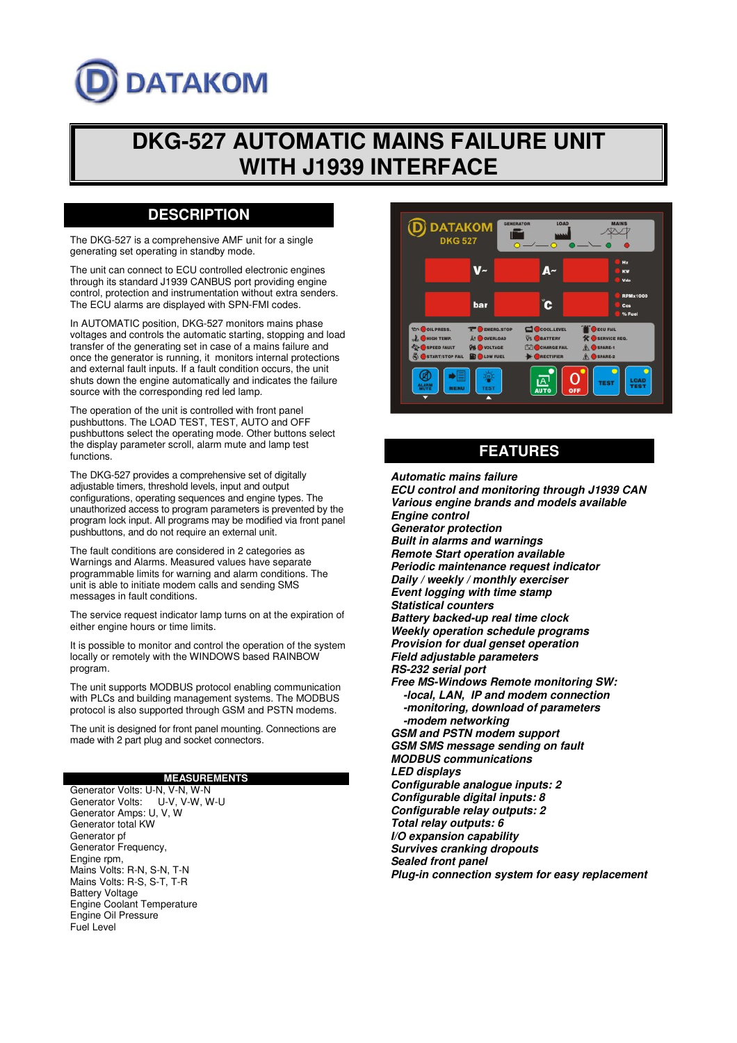DATAKOM

# DKG-527 AUTOMATIC MAINS FAILURE UNIT WITH J1939 INTERFACE

## DESCRIPTION

The DKG-527 is a comprehensive AMF unit for a single generating set operating in standby mode.

The unit can connect to ECU controlled electronic engines through its standard J1939 CANBUS port providing engine control, protection and instrumentation without extra senders. The ECU alarms are displayed with SPN-FMI codes.

In AUTOMATIC position, DKG-527 monitors mains phase voltages and controls the automatic starting, stopping and load transfer of the generating set in case of a mains failure and once the generator is running, it monitors internal protections and external fault inputs. If a fault condition occurs, the unit shuts down the engine automatically and indicates the failure source with the corresponding red led lamp.

The operation of the unit is controlled with front panel pushbuttons. The LOAD TEST, TEST, AUTO and OFF pushbuttons select the operating mode. Other buttons select the display parameter scroll, alarm mute and lamp test functions.

The DKG-527 provides a comprehensive set of digitally adjustable timers, threshold levels, input and output configurations, operating sequences and engine types. The unauthorized access to program parameters is prevented by the program lock input. All programs may be modified via front panel pushbuttons, and do not require an external unit.

The fault conditions are considered in 2 categories as Warnings and Alarms. Measured values have separate programmable limits for warning and alarm conditions. The unit is able to initiate modem calls and sending SMS messages in fault conditions.

The service request indicator lamp turns on at the expiration of either engine hours or time limits.

It is possible to monitor and control the operation of the system locally or remotely with the WINDOWS based RAINBOW program.

The unit supports MODBUS protocol enabling communication with PLCs and building management systems. The MODBUS protocol is also supported through GSM and PSTN modems.

The unit is designed for front panel mounting. Connections are made with 2 part plug and socket connectors.

### MEASUREMENTS

Generator Volts: U-N, V-N, W-N
Generator Volts: U-V, V-W, W-U
Generator Amps: U, V, W
Generator total KW
Generator pf
Generator Frequency,
Engine rpm,
Mains Volts: R-N, S-N, T-N
Mains Volts: R-S, S-T, T-R
Battery Voltage
Engine Coolant Temperature
Engine Oil Pressure
Fuel Level

## FEATURES

***Automatic mains failure***
***ECU control and monitoring through J1939 CAN***
***Various engine brands and models available***
***Engine control***
***Generator protection***
***Built in alarms and warnings***
***Remote Start operation available***
***Periodic maintenance request indicator***
***Daily / weekly / monthly exerciser***
***Event logging with time stamp***
***Statistical counters***
***Battery backed-up real time clock***
***Weekly operation schedule programs***
***Provision for dual genset operation***
***Field adjustable parameters***
***RS-232 serial port***
***Free MS-Windows Remote monitoring SW:***
- ***local, LAN, IP and modem connection***
- ***monitoring, download of parameters***
- ***modem networking***

***GSM and PSTN modem support***
***GSM SMS message sending on fault***
***MODBUS communications***
***LED displays***
***Configurable analogue inputs: 2***
***Configurable digital inputs: 8***
***Configurable relay outputs: 2***
***Total relay outputs: 6***
***I/O expansion capability***
***Survives cranking dropouts***
***Sealed front panel***
***Plug-in connection system for easy replacement***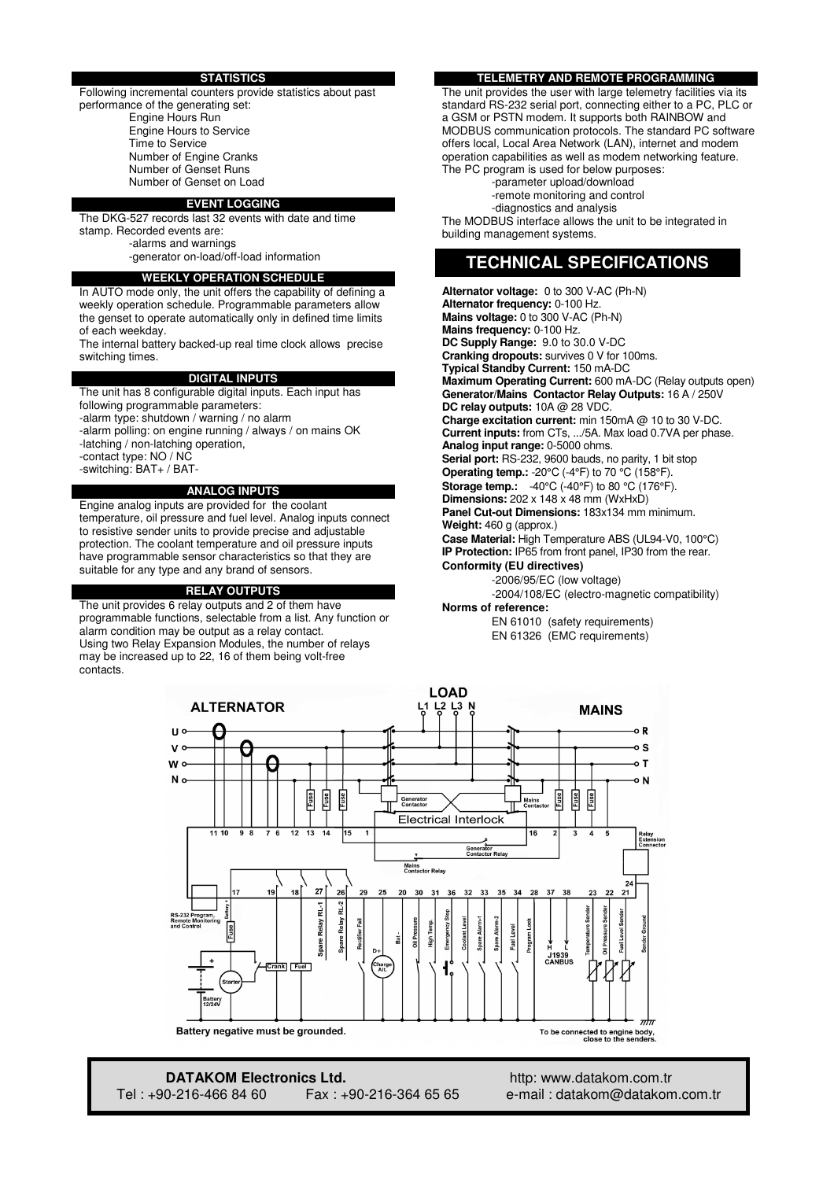## STATISTICS

Following incremental counters provide statistics about past performance of the generating set:

- Engine Hours Run
- Engine Hours to Service
- Time to Service
- Number of Engine Cranks
- Number of Genset Runs
- Number of Genset on Load

## EVENT LOGGING

The DKG-527 records last 32 events with date and time stamp. Recorded events are:

-alarms and warnings
-generator on-load/off-load information

## WEEKLY OPERATION SCHEDULE

In AUTO mode only, the unit offers the capability of defining a weekly operation schedule. Programmable parameters allow the genset to operate automatically only in defined time limits of each weekday.

The internal battery backed-up real time clock allows precise switching times.

## DIGITAL INPUTS

The unit has 8 configurable digital inputs. Each input has following programmable parameters:

-alarm type: shutdown / warning / no alarm
-alarm polling: on engine running / always / on mains OK
-latching / non-latching operation,
-contact type: NO / NC
-switching: BAT+ / BAT-

## ANALOG INPUTS

Engine analog inputs are provided for the coolant temperature, oil pressure and fuel level. Analog inputs connect to resistive sender units to provide precise and adjustable protection. The coolant temperature and oil pressure inputs have programmable sensor characteristics so that they are suitable for any type and any brand of sensors.

## RELAY OUTPUTS

The unit provides 6 relay outputs and 2 of them have programmable functions, selectable from a list. Any function or alarm condition may be output as a relay contact.

Using two Relay Expansion Modules, the number of relays may be increased up to 22, 16 of them being volt-free contacts.

## TELEMETRY AND REMOTE PROGRAMMING

The unit provides the user with large telemetry facilities via its standard RS-232 serial port, connecting either to a PC, PLC or a GSM or PSTN modem. It supports both RAINBOW and MODBUS communication protocols. The standard PC software offers local, Local Area Network (LAN), internet and modem operation capabilities as well as modem networking feature.

The PC program is used for below purposes:

-parameter upload/download
-remote monitoring and control
-diagnostics and analysis

The MODBUS interface allows the unit to be integrated in building management systems.

# TECHNICAL SPECIFICATIONS

**Alternator voltage:** 0 to 300 V-AC (Ph-N)
**Alternator frequency:** 0-100 Hz.
**Mains voltage:** 0 to 300 V-AC (Ph-N)
**Mains frequency:** 0-100 Hz.
**DC Supply Range:** 9.0 to 30.0 V-DC
**Cranking dropouts:** survives 0 V for 100ms.
**Typical Standby Current:** 150 mA-DC
**Maximum Operating Current:** 600 mA-DC (Relay outputs open)
**Generator/Mains Contactor Relay Outputs:** 16 A / 250V
**DC relay outputs:** 10A @ 28 VDC.
**Charge excitation current:** min 150mA @ 10 to 30 V-DC.
**Current inputs:** from CTs, .../5A. Max load 0.7VA per phase.
**Analog input range:** 0-5000 ohms.
**Serial port:** RS-232, 9600 bauds, no parity, 1 bit stop
**Operating temp.:** -20°C (-4°F) to 70 °C (158°F).
**Storage temp.:** -40°C (-40°F) to 80 °C (176°F).
**Dimensions:** 202 x 148 x 48 mm (WxHxD)
**Panel Cut-out Dimensions:** 183x134 mm minimum.
**Weight:** 460 g (approx.)
**Case Material:** High Temperature ABS (UL94-V0, 100°C)
**IP Protection:** IP65 from front panel, IP30 from the rear.

**Conformity (EU directives)**

-2006/95/EC (low voltage)
-2004/108/EC (electro-magnetic compatibility)

**Norms of reference:**

EN 61010 (safety requirements)
EN 61326 (EMC requirements)

ALTERNATOR
LOAD
L1 L2 L3 N
MAINS
U V W N
R S T N
Fuse Fuse Fuse
Generator Contactor
Mains Contactor
Fuse Fuse Fuse
Electrical Interlock
11 10 9 8 7 6 12 13 14 15 1 16 2 3 4 5
Relay Extension Connector
Generator Contactor Relay
Mains Contactor Relay
24
17 19 18 27 26 29 25 20 30 31 36 32 33 35 34 28 37 38 23 22 21
RS-232 Program, Remote Monitoring and Control
Battery +
Fuse
Spare Relay RL-1
Spare Relay RL-2
Rectifier Fail
Bat -
D+
Charge Alt.
Oil Pressure
High Temp.
Emergency Stop
Coolant Level
Spare Alarm-1
Spare Alarm-2
Fuel Level
Program Lock
H L
J1939 CANBUS
Temperature Sender
Oil Pressure Sender
Fuel Level Sender
Sender Ground
Crank Fuel
Starter
Battery 12/24V
Battery negative must be grounded.
To be connected to engine body, close to the senders.

**DATAKOM Electronics Ltd.** http: www.datakom.com.tr
Tel : +90-216-466 84 60 Fax : +90-216-364 65 65 e-mail : datakom@datakom.com.tr